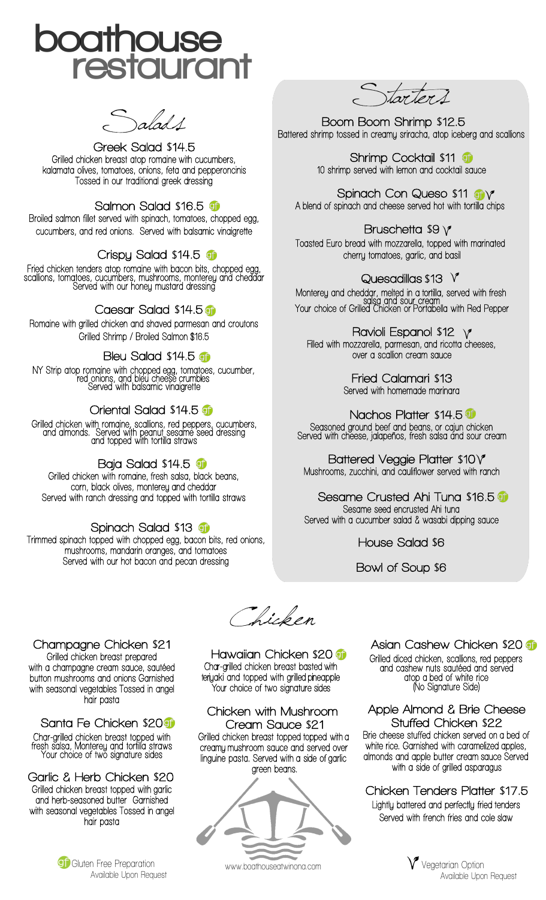# boathouse restaurant

## Salads

### Greek Salad $14.5
Grilled chicken breast atop romaine with cucumbers, kalamata olives, tomatoes, onions, feta and pepperoncinis
Tossed in our traditional greek dressing

### Salmon Salad $16.5 gf
Broiled salmon fillet served with spinach, tomatoes, chopped egg, cucumbers, and red onions. Served with balsamic vinaigrette

### Crispy Salad $14.5 gf
Fried chicken tenders atop romaine with bacon bits, chopped egg, scallions, tomatoes, cucumbers, mushrooms, monterey and cheddar
Served with our honey mustard dressing

### Caesar Salad $14.5 gf
Romaine with grilled chicken and shaved parmesan and croutons
Grilled Shrimp / Broiled Salmon $16.5

### Bleu Salad $14.5 gf
NY Strip atop romaine with chopped egg, tomatoes, cucumber, red onions, and bleu cheese crumbles
Served with balsamic vinaigrette

### Oriental Salad $14.5 gf
Grilled chicken with romaine, scallions, red peppers, cucumbers, and almonds. Served with peanut sesame seed dressing and topped with tortilla straws

### Baja Salad $14.5 gf
Grilled chicken with romaine, fresh salsa, black beans, corn, black olives, monterey and cheddar
Served with ranch dressing and topped with tortilla straws

### Spinach Salad $13 gf
Trimmed spinach topped with chopped egg, bacon bits, red onions, mushrooms, mandarin oranges, and tomatoes
Served with our hot bacon and pecan dressing

## Starters

### Boom Boom Shrimp $12.5
Battered shrimp tossed in creamy sriracha, atop iceberg and scallions

### Shrimp Cocktail $11 gf
10 shrimp served with lemon and cocktail sauce

### Spinach Con Queso $11 gf V
A blend of spinach and cheese served hot with tortilla chips

### Bruschetta $9 V
Toasted Euro bread with mozzarella, topped with marinated cherry tomatoes, garlic, and basil

### Quesadillas $13 V
Monterey and cheddar, melted in a tortilla, served with fresh salsa and sour cream
Your choice of Grilled Chicken or Portabella with Red Pepper

### Ravioli Espanol $12 V
Filled with mozzarella, parmesan, and ricotta cheeses, over a scallion cream sauce

### Fried Calamari $13
Served with homemade marinara

### Nachos Platter $14.5 gf
Seasoned ground beef and beans, or cajun chicken
Served with cheese, jalapeños, fresh salsa and sour cream

### Battered Veggie Platter $10 V
Mushrooms, zucchini, and cauliflower served with ranch

### Sesame Crusted Ahi Tuna $16.5 gf
Sesame seed encrusted Ahi tuna
Served with a cucumber salad & wasabi dipping sauce

### House Salad $6

### Bowl of Soup $6

## Chicken

### Champagne Chicken $21
Grilled chicken breast prepared with a champagne cream sauce, sautéed button mushrooms and onions Garnished with seasonal vegetables Tossed in angel hair pasta

### Santa Fe Chicken $20 gf
Char-grilled chicken breast topped with fresh salsa, Monterey and tortilla straws
Your choice of two signature sides

### Garlic & Herb Chicken $20
Grilled chicken breast topped with garlic and herb-seasoned butter Garnished with seasonal vegetables Tossed in angel hair pasta

### Hawaiian Chicken $20 gf
Char-grilled chicken breast basted with teriyaki and topped with grilled pineapple
Your choice of two signature sides

### Chicken with Mushroom Cream Sauce $21
Grilled chicken breast topped topped with a creamy mushroom sauce and served over linguine pasta. Served with a side of garlic green beans.

### Asian Cashew Chicken $20 gf
Grilled diced chicken, scallions, red peppers and cashew nuts sautéed and served atop a bed of white rice
(No Signature Side)

### Apple Almond & Brie Cheese Stuffed Chicken $22
Brie cheese stuffed chicken served on a bed of white rice. Garnished with caramelized apples, almonds and apple butter cream sauce Served with a side of grilled asparagus

### Chicken Tenders Platter $17.5
Lightly battered and perfectly fried tenders
Served with french fries and cole slaw

gf Gluten Free Preparation Available Upon Request

www.boathouseatwinona.com

V Vegetarian Option Available Upon Request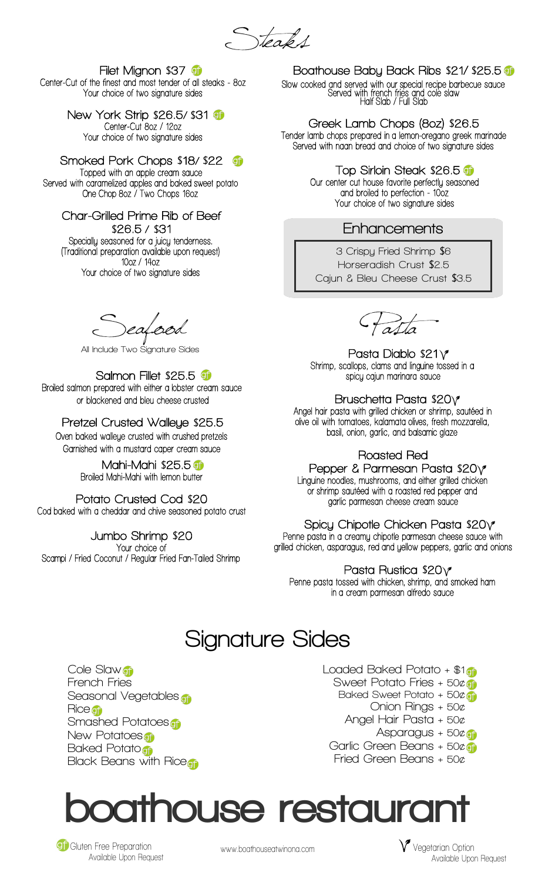# Steaks

### Filet Mignon $37 gf
Center-Cut of the finest and most tender of all steaks - 8oz
Your choice of two signature sides

### New York Strip $26.5/ $31 gf
Center-Cut 8oz / 12oz
Your choice of two signature sides

### Smoked Pork Chops $18/ $22 gf
Topped with an apple cream sauce
Served with caramelized apples and baked sweet potato
One Chop 8oz / Two Chops 16oz

### Char-Grilled Prime Rib of Beef $26.5 / $31
Specially seasoned for a juicy tenderness.
(Traditional preparation available upon request)
10oz / 14oz
Your choice of two signature sides

### Boathouse Baby Back Ribs $21/ $25.5 gf
Slow cooked and served with our special recipe barbecue sauce
Served with french fries and cole slaw
Half Slab / Full Slab

### Greek Lamb Chops (8oz) $26.5
Tender lamb chops prepared in a lemon-oregano greek marinade
Served with naan bread and choice of two signature sides

### Top Sirloin Steak $26.5 gf
Our center cut house favorite perfectly seasoned and broiled to perfection - 10oz
Your choice of two signature sides

## Enhancements

3 Crispy Fried Shrimp $6
Horseradish Crust $2.5
Cajun & Bleu Cheese Crust $3.5

# Seafood

All Include Two Signature Sides

### Salmon Fillet $25.5 gf
Broiled salmon prepared with either a lobster cream sauce or blackened and bleu cheese crusted

### Pretzel Crusted Walleye $25.5
Oven baked walleye crusted with crushed pretzels
Garnished with a mustard caper cream sauce

### Mahi-Mahi $25.5 gf
Broiled Mahi-Mahi with lemon butter

### Potato Crusted Cod $20
Cod baked with a cheddar and chive seasoned potato crust

### Jumbo Shrimp $20
Your choice of
Scampi / Fried Coconut / Regular Fried Fan-Tailed Shrimp

# Pasta

### Pasta Diablo $21 V
Shrimp, scallops, clams and linguine tossed in a spicy cajun marinara sauce

### Bruschetta Pasta $20 V
Angel hair pasta with grilled chicken or shrimp, sautéed in olive oil with tomatoes, kalamata olives, fresh mozzarella, basil, onion, garlic, and balsamic glaze

### Roasted Red Pepper & Parmesan Pasta $20 V
Linguine noodles, mushrooms, and either grilled chicken or shrimp sautéed with a roasted red pepper and garlic parmesan cheese cream sauce

### Spicy Chipotle Chicken Pasta $20 V
Penne pasta in a creamy chipotle parmesan cheese sauce with grilled chicken, asparagus, red and yellow peppers, garlic and onions

### Pasta Rustica $20 V
Penne pasta tossed with chicken, shrimp, and smoked ham in a cream parmesan alfredo sauce

# Signature Sides

- Cole Slaw gf
- French Fries
- Seasonal Vegetables gf
- Rice gf
- Smashed Potatoes gf
- New Potatoes gf
- Baked Potato gf
- Black Beans with Rice gf
- Loaded Baked Potato + $1 gf
- Sweet Potato Fries + 50¢ gf
- Baked Sweet Potato + 50¢ gf
- Onion Rings + 50¢
- Angel Hair Pasta + 50¢
- Asparagus + 50¢ gf
- Garlic Green Beans + 50¢ gf
- Fried Green Beans + 50¢

# boathouse restaurant

gf Gluten Free Preparation Available Upon Request

www.boathouseatwinona.com

V Vegetarian Option Available Upon Request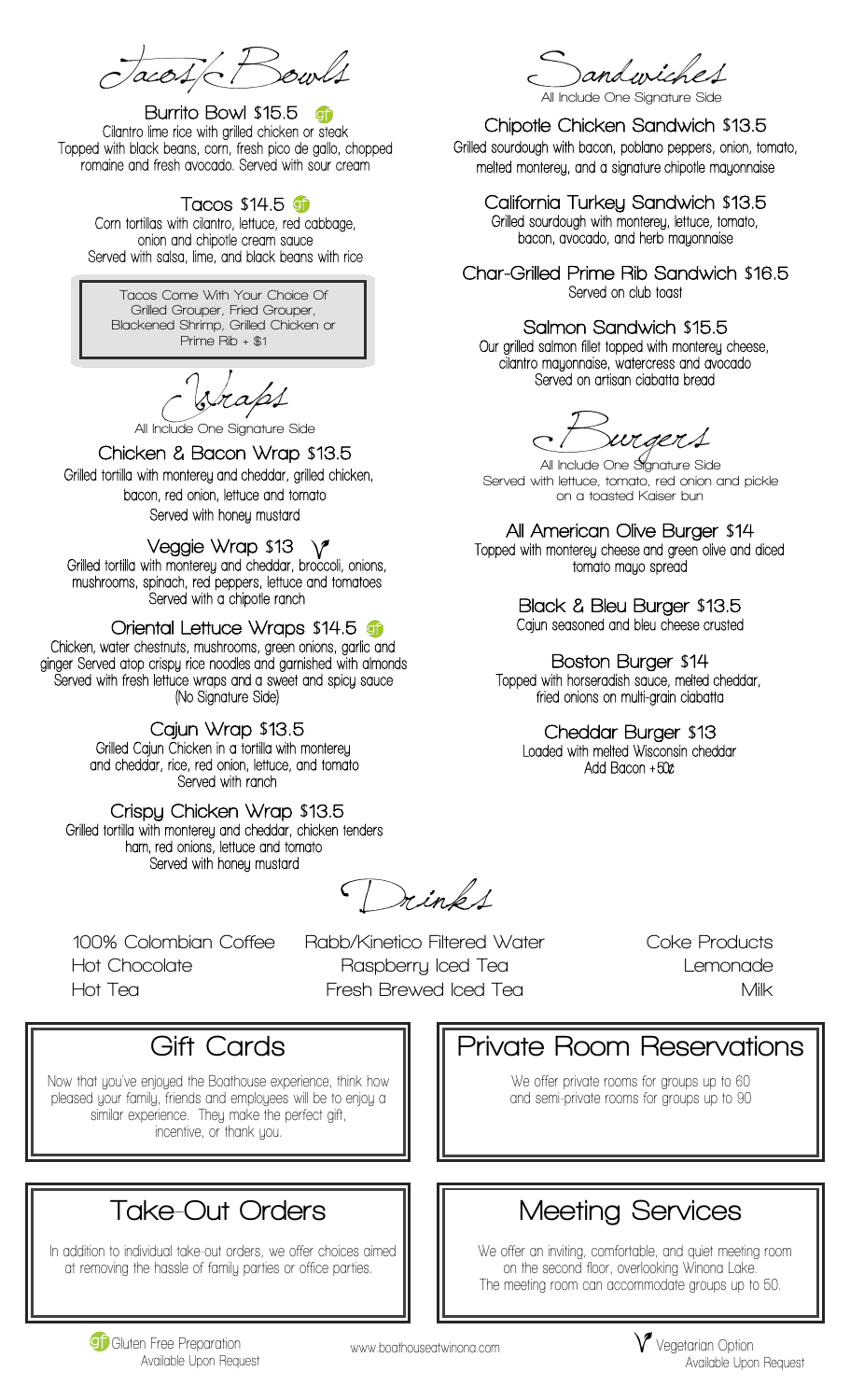## Tacos/Bowls

### Burrito Bowl $15.5 gf

Cilantro lime rice with grilled chicken or steak
Topped with black beans, corn, fresh pico de gallo, chopped romaine and fresh avocado. Served with sour cream

### Tacos $14.5 gf

Corn tortillas with cilantro, lettuce, red cabbage, onion and chipotle cream sauce
Served with salsa, lime, and black beans with rice

Tacos Come With Your Choice Of Grilled Grouper, Fried Grouper, Blackened Shrimp, Grilled Chicken or Prime Rib + $1

## Wraps

All Include One Signature Side

### Chicken & Bacon Wrap $13.5

Grilled tortilla with monterey and cheddar, grilled chicken, bacon, red onion, lettuce and tomato
Served with honey mustard

### Veggie Wrap $13 V

Grilled tortilla with monterey and cheddar, broccoli, onions, mushrooms, spinach, red peppers, lettuce and tomatoes
Served with a chipotle ranch

### Oriental Lettuce Wraps $14.5 gf

Chicken, water chestnuts, mushrooms, green onions, garlic and ginger Served atop crispy rice noodles and garnished with almonds
Served with fresh lettuce wraps and a sweet and spicy sauce
(No Signature Side)

### Cajun Wrap $13.5

Grilled Cajun Chicken in a tortilla with monterey and cheddar, rice, red onion, lettuce, and tomato
Served with ranch

### Crispy Chicken Wrap $13.5

Grilled tortilla with monterey and cheddar, chicken tenders ham, red onions, lettuce and tomato
Served with honey mustard

## Sandwiches

All Include One Signature Side

### Chipotle Chicken Sandwich $13.5

Grilled sourdough with bacon, poblano peppers, onion, tomato, melted monterey, and a signature chipotle mayonnaise

### California Turkey Sandwich $13.5

Grilled sourdough with monterey, lettuce, tomato, bacon, avocado, and herb mayonnaise

### Char-Grilled Prime Rib Sandwich $16.5

Served on club toast

### Salmon Sandwich $15.5

Our grilled salmon fillet topped with monterey cheese, cilantro mayonnaise, watercress and avocado
Served on artisan ciabatta bread

## Burgers

All Include One Signature Side
Served with lettuce, tomato, red onion and pickle on a toasted Kaiser bun

### All American Olive Burger $14

Topped with monterey cheese and green olive and diced tomato mayo spread

### Black & Bleu Burger $13.5

Cajun seasoned and bleu cheese crusted

### Boston Burger $14

Topped with horseradish sauce, melted cheddar, fried onions on multi-grain ciabatta

### Cheddar Burger $13

Loaded with melted Wisconsin cheddar
Add Bacon +50¢

## Drinks

| | | |
|---|---|---|
| 100% Colombian Coffee | Rabb/Kinetico Filtered Water | Coke Products |
| Hot Chocolate | Raspberry Iced Tea | Lemonade |
| Hot Tea | Fresh Brewed Iced Tea | Milk |

## Gift Cards

Now that you've enjoyed the Boathouse experience, think how pleased your family, friends and employees will be to enjoy a similar experience. They make the perfect gift, incentive, or thank you.

## Private Room Reservations

We offer private rooms for groups up to 60 and semi-private rooms for groups up to 90

## Take-Out Orders

In addition to individual take-out orders, we offer choices aimed at removing the hassle of family parties or office parties.

## Meeting Services

We offer an inviting, comfortable, and quiet meeting room on the second floor, overlooking Winona Lake.
The meeting room can accommodate groups up to 50.

gf Gluten Free Preparation Available Upon Request

www.boathouseatwinona.com

V Vegetarian Option Available Upon Request